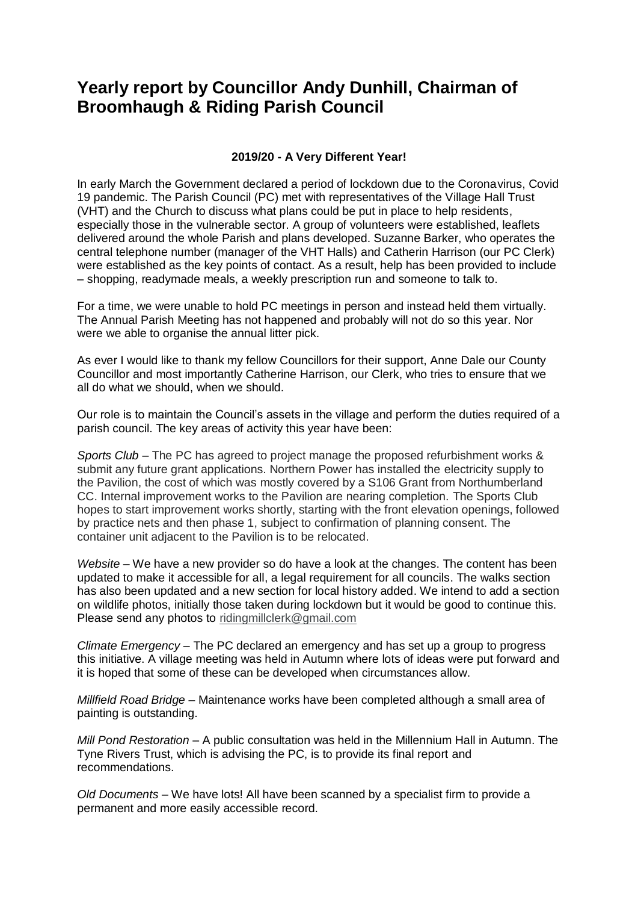# Yearly report by Councillor Andy Dunhill, Chairman of Broomhaugh & Riding Parish Council

**2019/20 - A Very Different Year!**

In early March the Government declared a period of lockdown due to the Coronavirus, Covid 19 pandemic. The Parish Council (PC) met with representatives of the Village Hall Trust (VHT) and the Church to discuss what plans could be put in place to help residents, especially those in the vulnerable sector. A group of volunteers were established, leaflets delivered around the whole Parish and plans developed. Suzanne Barker, who operates the central telephone number (manager of the VHT Halls) and Catherin Harrison (our PC Clerk) were established as the key points of contact. As a result, help has been provided to include – shopping, readymade meals, a weekly prescription run and someone to talk to.

For a time, we were unable to hold PC meetings in person and instead held them virtually. The Annual Parish Meeting has not happened and probably will not do so this year. Nor were we able to organise the annual litter pick.

As ever I would like to thank my fellow Councillors for their support, Anne Dale our County Councillor and most importantly Catherine Harrison, our Clerk, who tries to ensure that we all do what we should, when we should.

Our role is to maintain the Council's assets in the village and perform the duties required of a parish council. The key areas of activity this year have been:

*Sports Club* – The PC has agreed to project manage the proposed refurbishment works & submit any future grant applications. Northern Power has installed the electricity supply to the Pavilion, the cost of which was mostly covered by a S106 Grant from Northumberland CC. Internal improvement works to the Pavilion are nearing completion. The Sports Club hopes to start improvement works shortly, starting with the front elevation openings, followed by practice nets and then phase 1, subject to confirmation of planning consent. The container unit adjacent to the Pavilion is to be relocated.

*Website* – We have a new provider so do have a look at the changes. The content has been updated to make it accessible for all, a legal requirement for all councils. The walks section has also been updated and a new section for local history added. We intend to add a section on wildlife photos, initially those taken during lockdown but it would be good to continue this. Please send any photos to ridingmillclerk@gmail.com

*Climate Emergency* – The PC declared an emergency and has set up a group to progress this initiative. A village meeting was held in Autumn where lots of ideas were put forward and it is hoped that some of these can be developed when circumstances allow.

*Millfield Road Bridge* – Maintenance works have been completed although a small area of painting is outstanding.

*Mill Pond Restoration* – A public consultation was held in the Millennium Hall in Autumn. The Tyne Rivers Trust, which is advising the PC, is to provide its final report and recommendations.

*Old Documents* – We have lots! All have been scanned by a specialist firm to provide a permanent and more easily accessible record.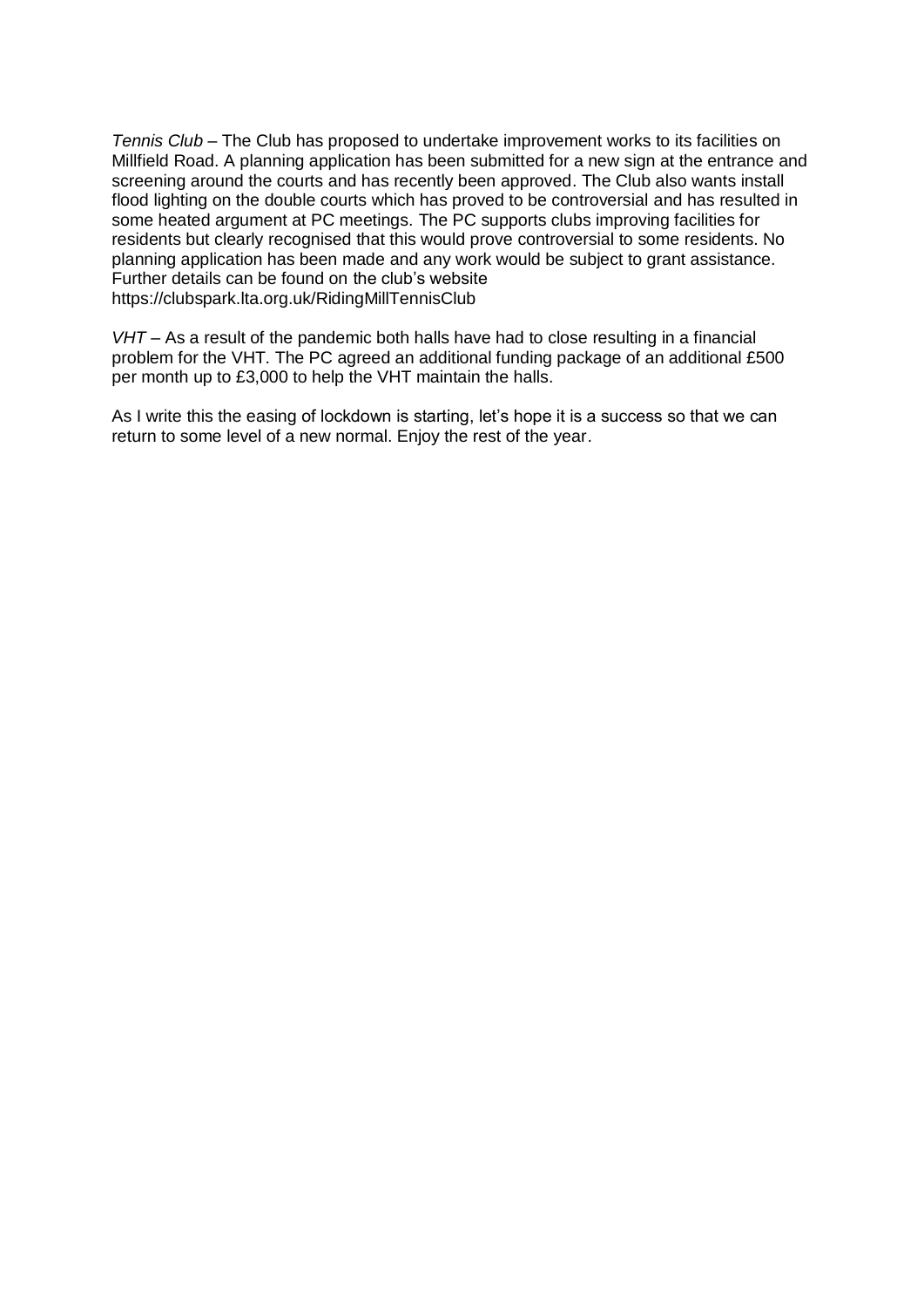*Tennis Club* – The Club has proposed to undertake improvement works to its facilities on Millfield Road. A planning application has been submitted for a new sign at the entrance and screening around the courts and has recently been approved. The Club also wants install flood lighting on the double courts which has proved to be controversial and has resulted in some heated argument at PC meetings. The PC supports clubs improving facilities for residents but clearly recognised that this would prove controversial to some residents. No planning application has been made and any work would be subject to grant assistance. Further details can be found on the club's website https://clubspark.lta.org.uk/RidingMillTennisClub

*VHT* – As a result of the pandemic both halls have had to close resulting in a financial problem for the VHT. The PC agreed an additional funding package of an additional £500 per month up to £3,000 to help the VHT maintain the halls.

As I write this the easing of lockdown is starting, let's hope it is a success so that we can return to some level of a new normal. Enjoy the rest of the year.